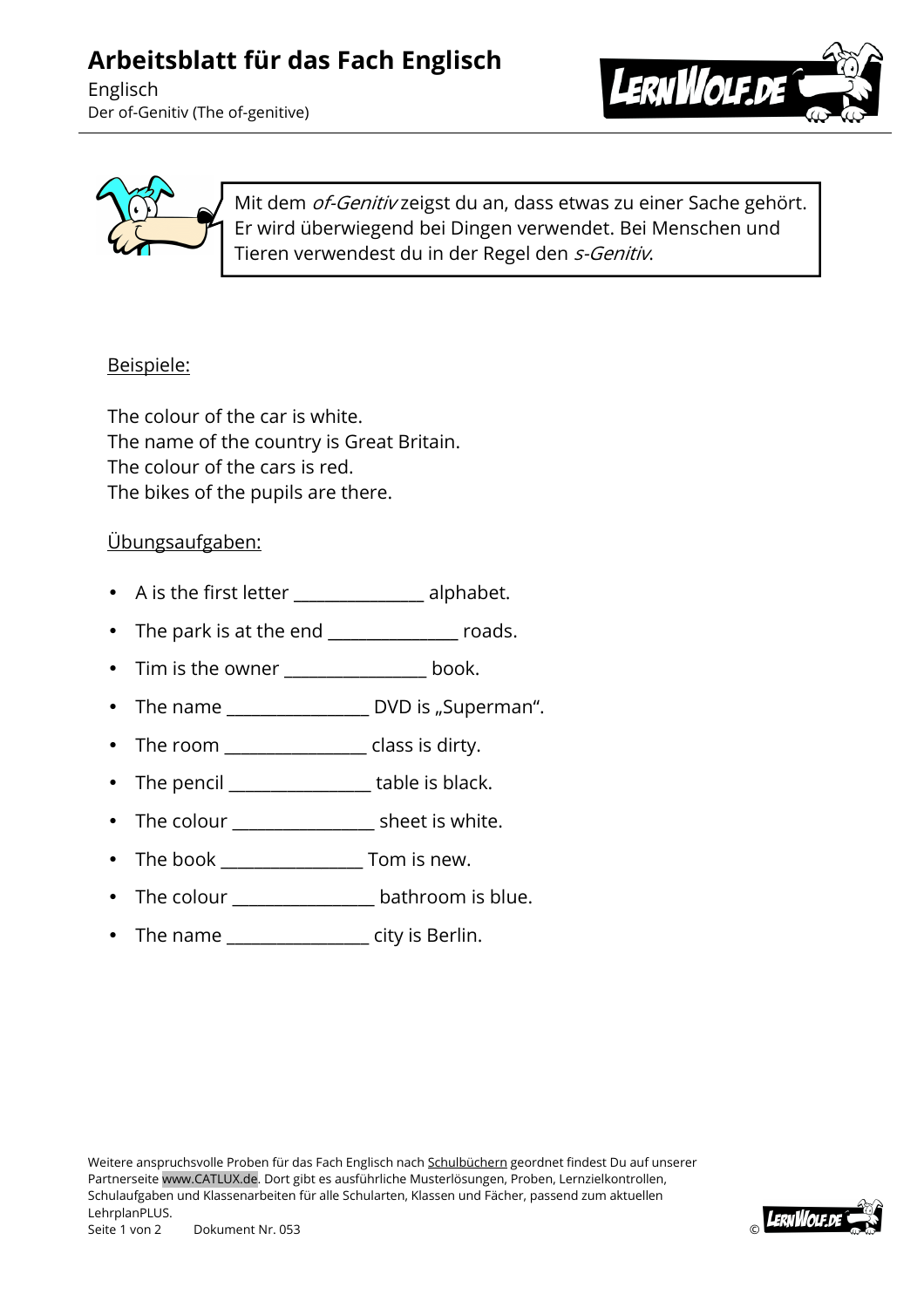# Arbeitsblatt für das Fach Englisch

Englisch
Der of-Genitiv (The of-genitive)

Mit dem *of-Genitiv* zeigst du an, dass etwas zu einer Sache gehört. Er wird überwiegend bei Dingen verwendet. Bei Menschen und Tieren verwendest du in der Regel den *s-Genitiv*.

Beispiele:

The colour of the car is white.
The name of the country is Great Britain.
The colour of the cars is red.
The bikes of the pupils are there.

Übungsaufgaben:

- A is the first letter _______________ alphabet.
- The park is at the end _______________ roads.
- Tim is the owner ________________ book.
- The name ________________ DVD is „Superman".
- The room ________________ class is dirty.
- The pencil ________________ table is black.
- The colour ________________ sheet is white.
- The book ________________ Tom is new.
- The colour ________________ bathroom is blue.
- The name ________________ city is Berlin.

Weitere anspruchsvolle Proben für das Fach Englisch nach Schulbüchern geordnet findest Du auf unserer Partnerseite www.CATLUX.de. Dort gibt es ausführliche Musterlösungen, Proben, Lernzielkontrollen, Schulaufgaben und Klassenarbeiten für alle Schularten, Klassen und Fächer, passend zum aktuellen LehrplanPLUS.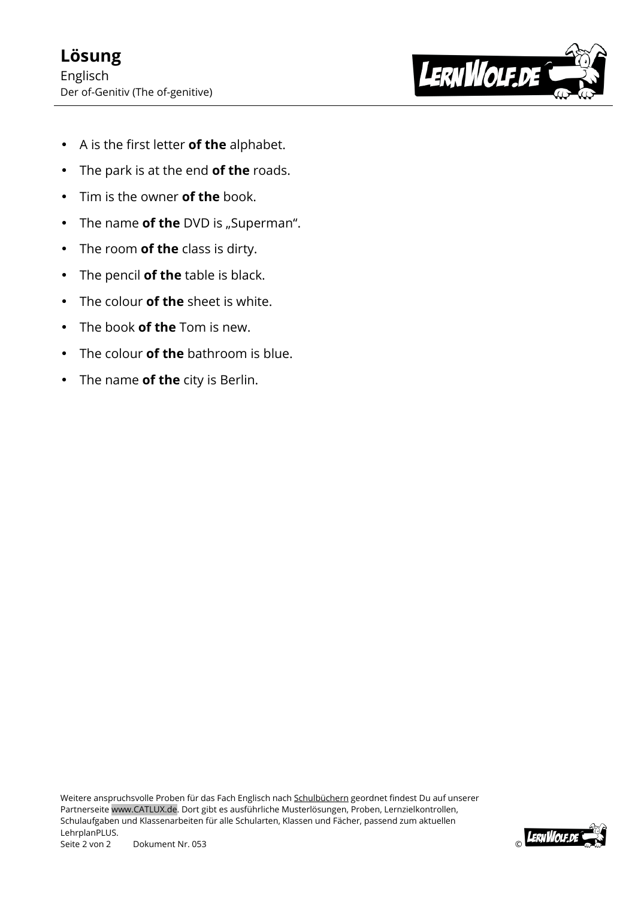# Lösung

Englisch

Der of-Genitiv (The of-genitive)

- A is the first letter **of the** alphabet.
- The park is at the end **of the** roads.
- Tim is the owner **of the** book.
- The name **of the** DVD is „Superman“.
- The room **of the** class is dirty.
- The pencil **of the** table is black.
- The colour **of the** sheet is white.
- The book **of the** Tom is new.
- The colour **of the** bathroom is blue.
- The name **of the** city is Berlin.

Weitere anspruchsvolle Proben für das Fach Englisch nach Schulbüchern geordnet findest Du auf unserer Partnerseite www.CATLUX.de. Dort gibt es ausführliche Musterlösungen, Proben, Lernzielkontrollen, Schulaufgaben und Klassenarbeiten für alle Schularten, Klassen und Fächer, passend zum aktuellen LehrplanPLUS.

Dokument Nr. 053